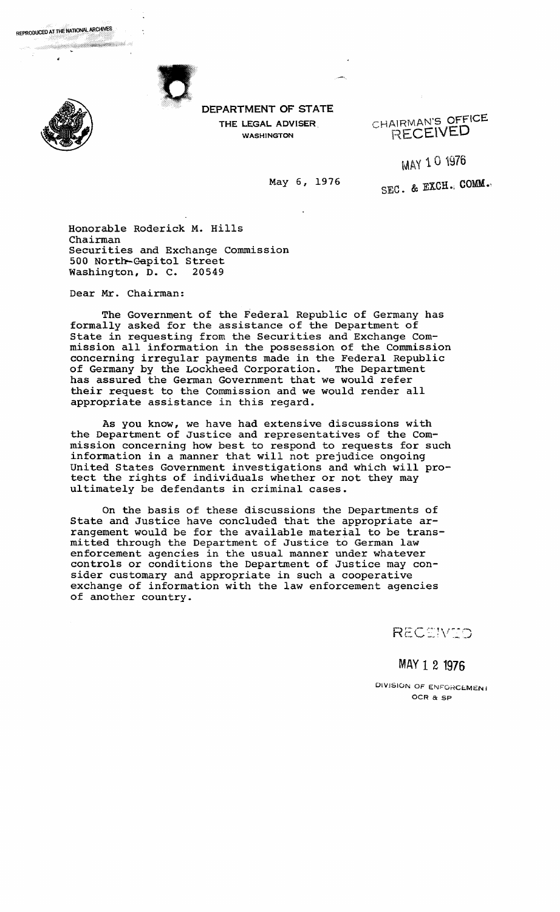REPRODUCED AT THE NATIONAL ARCHIVES

**DEPARTMENT OF STATE**
THE LEGAL ADVISER
WASHINGTON

CHAIRMAN'S OFFICE
RECEIVED
MAY 10 1976
SEC. & EXCH. COMM.

May 6, 1976

Honorable Roderick M. Hills
Chairman
Securities and Exchange Commission
500 North Capitol Street
Washington, D. C. 20549

Dear Mr. Chairman:

The Government of the Federal Republic of Germany has formally asked for the assistance of the Department of State in requesting from the Securities and Exchange Commission all information in the possession of the Commission concerning irregular payments made in the Federal Republic of Germany by the Lockheed Corporation. The Department has assured the German Government that we would refer their request to the Commission and we would render all appropriate assistance in this regard.

As you know, we have had extensive discussions with the Department of Justice and representatives of the Commission concerning how best to respond to requests for such information in a manner that will not prejudice ongoing United States Government investigations and which will protect the rights of individuals whether or not they may ultimately be defendants in criminal cases.

On the basis of these discussions the Departments of State and Justice have concluded that the appropriate arrangement would be for the available material to be transmitted through the Department of Justice to German law enforcement agencies in the usual manner under whatever controls or conditions the Department of Justice may consider customary and appropriate in such a cooperative exchange of information with the law enforcement agencies of another country.

RECEIVED
MAY 12 1976
DIVISION OF ENFORCEMENT
OCR & SP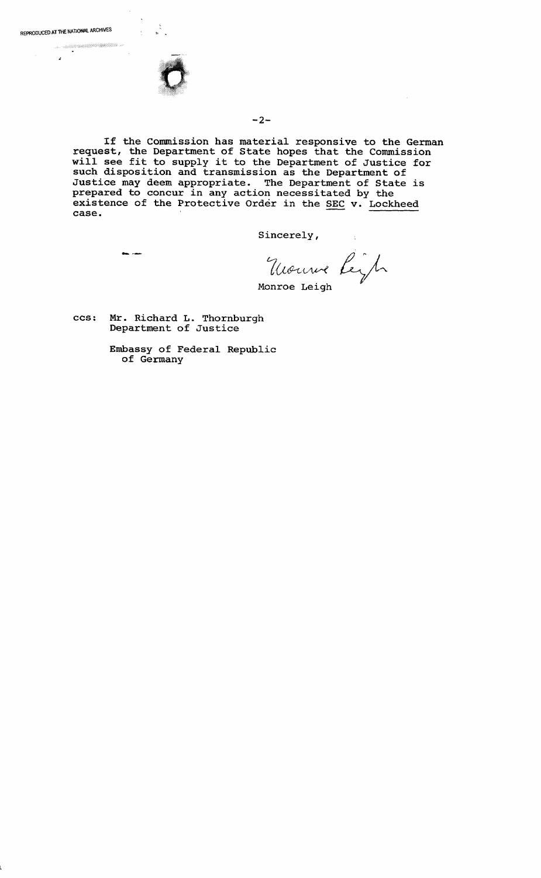If the Commission has material responsive to the German request, the Department of State hopes that the Commission will see fit to supply it to the Department of Justice for such disposition and transmission as the Department of Justice may deem appropriate. The Department of State is prepared to concur in any action necessitated by the existence of the Protective Order in the SEC v. Lockheed case.

Sincerely,

Monroe Leigh

ccs: Mr. Richard L. Thornburgh
Department of Justice

Embassy of Federal Republic of Germany